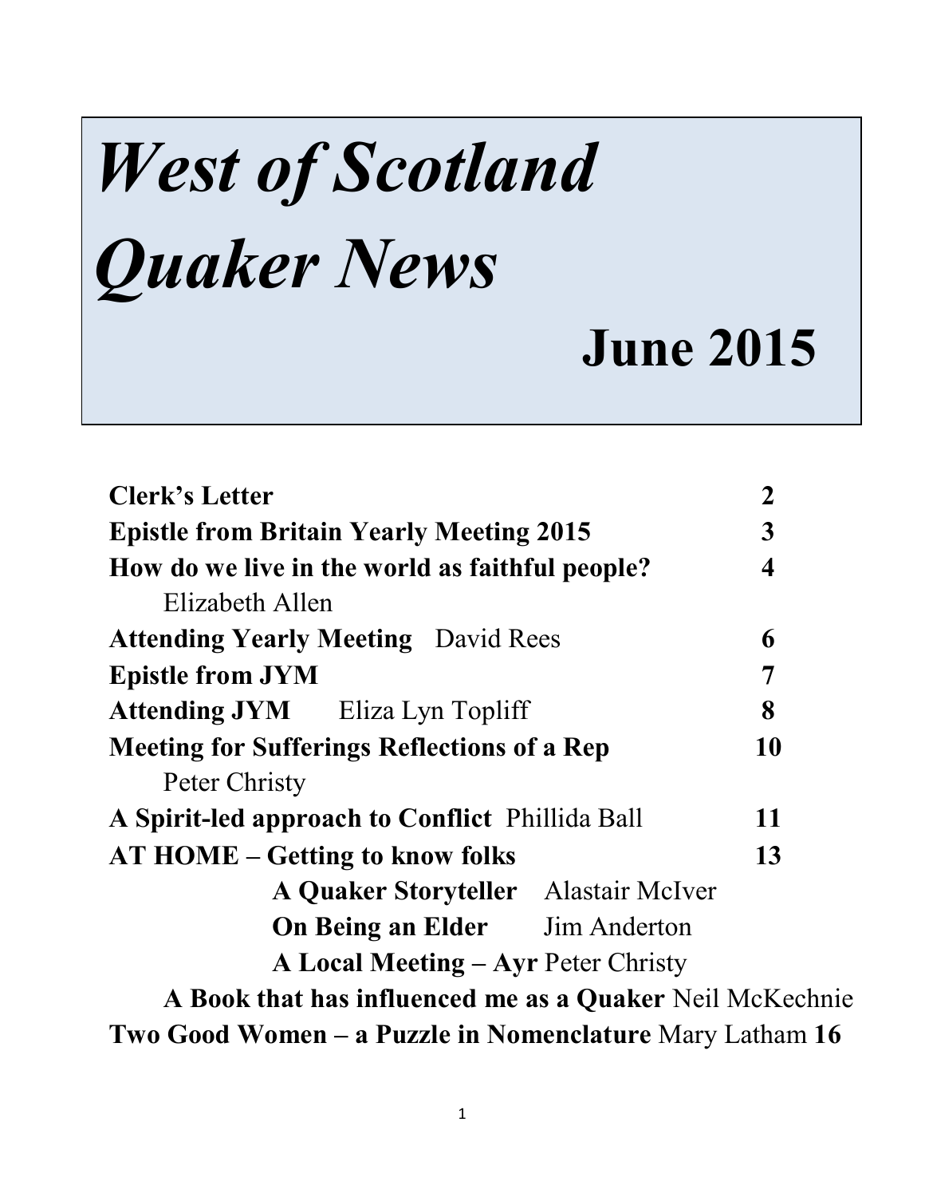# *West of Scotland Quaker News*

## June 2015

| | |
|---|---|
| **Clerk's Letter** | **2** |
| **Epistle from Britain Yearly Meeting 2015** | **3** |
| **How do we live in the world as faithful people?** Elizabeth Allen | **4** |
| **Attending Yearly Meeting** David Rees | **6** |
| **Epistle from JYM** | **7** |
| **Attending JYM** Eliza Lyn Topliff | **8** |
| **Meeting for Sufferings Reflections of a Rep** Peter Christy | **10** |
| **A Spirit-led approach to Conflict** Phillida Ball | **11** |
| **AT HOME – Getting to know folks** | **13** |
| **A Quaker Storyteller** Alastair McIver | |
| **On Being an Elder** Jim Anderton | |
| **A Local Meeting – Ayr** Peter Christy | |
| **A Book that has influenced me as a Quaker** Neil McKechnie | |
| **Two Good Women – a Puzzle in Nomenclature** Mary Latham | **16** |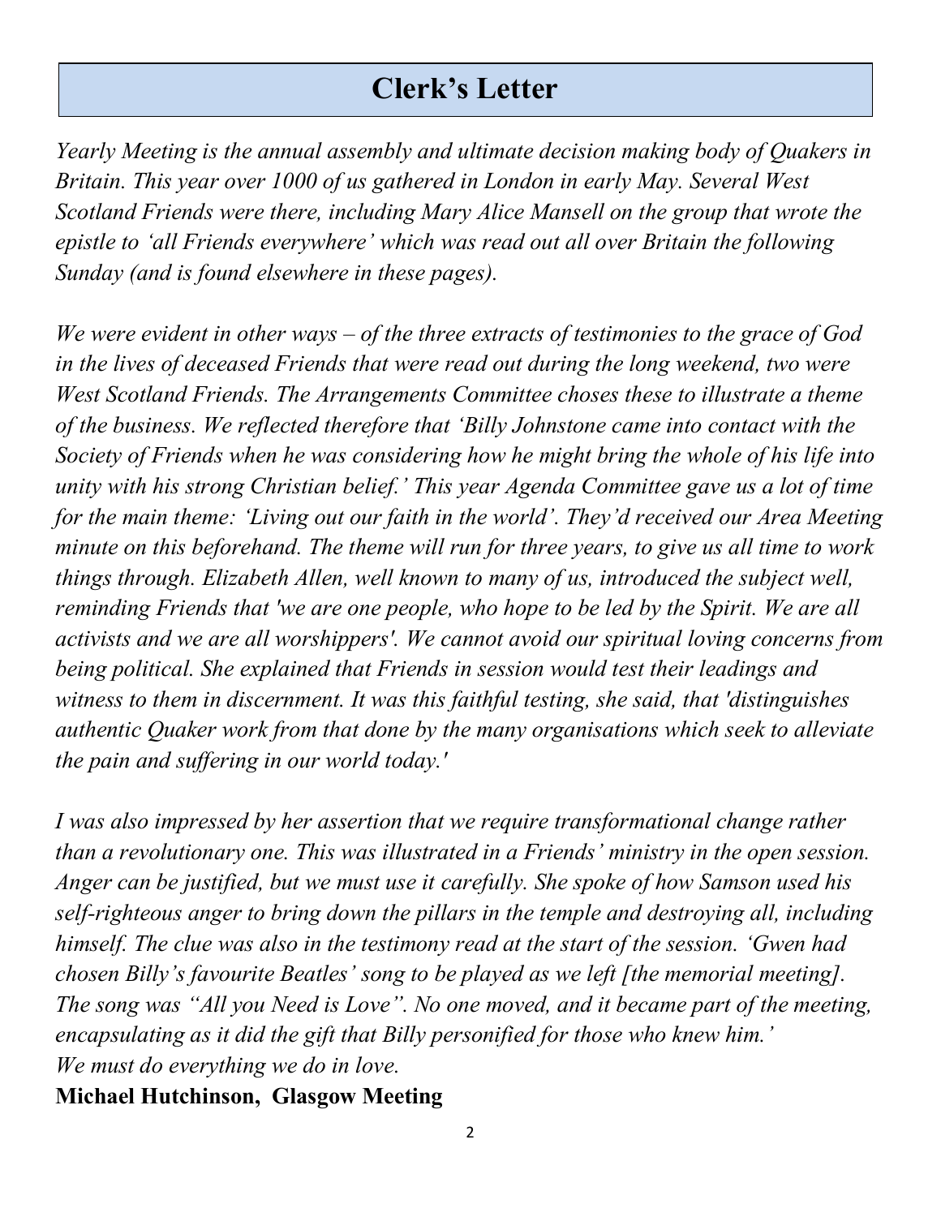# Clerk's Letter

*Yearly Meeting is the annual assembly and ultimate decision making body of Quakers in Britain. This year over 1000 of us gathered in London in early May. Several West Scotland Friends were there, including Mary Alice Mansell on the group that wrote the epistle to 'all Friends everywhere' which was read out all over Britain the following Sunday (and is found elsewhere in these pages).*

*We were evident in other ways – of the three extracts of testimonies to the grace of God in the lives of deceased Friends that were read out during the long weekend, two were West Scotland Friends. The Arrangements Committee choses these to illustrate a theme of the business. We reflected therefore that 'Billy Johnstone came into contact with the Society of Friends when he was considering how he might bring the whole of his life into unity with his strong Christian belief.' This year Agenda Committee gave us a lot of time for the main theme: 'Living out our faith in the world'. They'd received our Area Meeting minute on this beforehand. The theme will run for three years, to give us all time to work things through. Elizabeth Allen, well known to many of us, introduced the subject well, reminding Friends that 'we are one people, who hope to be led by the Spirit. We are all activists and we are all worshippers'. We cannot avoid our spiritual loving concerns from being political. She explained that Friends in session would test their leadings and witness to them in discernment. It was this faithful testing, she said, that 'distinguishes authentic Quaker work from that done by the many organisations which seek to alleviate the pain and suffering in our world today.'*

*I was also impressed by her assertion that we require transformational change rather than a revolutionary one. This was illustrated in a Friends' ministry in the open session. Anger can be justified, but we must use it carefully. She spoke of how Samson used his self-righteous anger to bring down the pillars in the temple and destroying all, including himself. The clue was also in the testimony read at the start of the session. 'Gwen had chosen Billy's favourite Beatles' song to be played as we left [the memorial meeting]. The song was "All you Need is Love". No one moved, and it became part of the meeting, encapsulating as it did the gift that Billy personified for those who knew him.'*
*We must do everything we do in love.*

**Michael Hutchinson, Glasgow Meeting**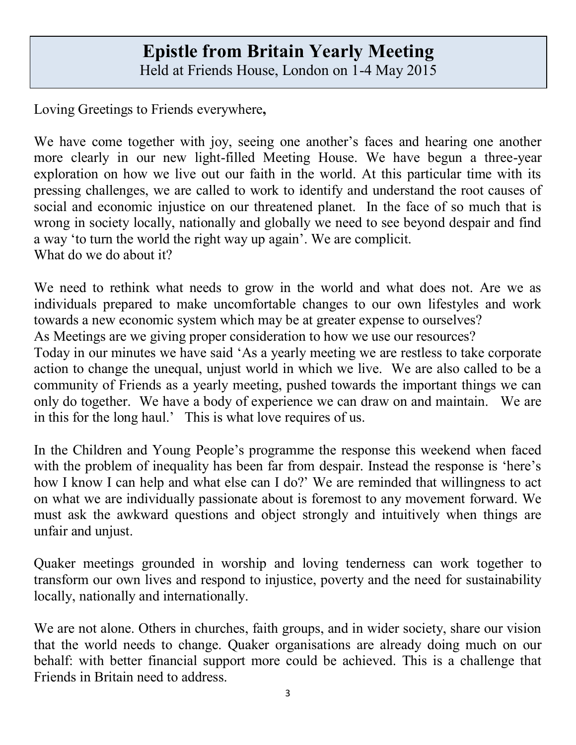# Epistle from Britain Yearly Meeting

Held at Friends House, London on 1-4 May 2015

Loving Greetings to Friends everywhere**,**

We have come together with joy, seeing one another's faces and hearing one another more clearly in our new light-filled Meeting House. We have begun a three-year exploration on how we live out our faith in the world. At this particular time with its pressing challenges, we are called to work to identify and understand the root causes of social and economic injustice on our threatened planet. In the face of so much that is wrong in society locally, nationally and globally we need to see beyond despair and find a way 'to turn the world the right way up again'. We are complicit.
What do we do about it?

We need to rethink what needs to grow in the world and what does not. Are we as individuals prepared to make uncomfortable changes to our own lifestyles and work towards a new economic system which may be at greater expense to ourselves?
As Meetings are we giving proper consideration to how we use our resources?
Today in our minutes we have said 'As a yearly meeting we are restless to take corporate action to change the unequal, unjust world in which we live. We are also called to be a community of Friends as a yearly meeting, pushed towards the important things we can only do together. We have a body of experience we can draw on and maintain. We are in this for the long haul.' This is what love requires of us.

In the Children and Young People's programme the response this weekend when faced with the problem of inequality has been far from despair. Instead the response is 'here's how I know I can help and what else can I do?' We are reminded that willingness to act on what we are individually passionate about is foremost to any movement forward. We must ask the awkward questions and object strongly and intuitively when things are unfair and unjust.

Quaker meetings grounded in worship and loving tenderness can work together to transform our own lives and respond to injustice, poverty and the need for sustainability locally, nationally and internationally.

We are not alone. Others in churches, faith groups, and in wider society, share our vision that the world needs to change. Quaker organisations are already doing much on our behalf: with better financial support more could be achieved. This is a challenge that Friends in Britain need to address.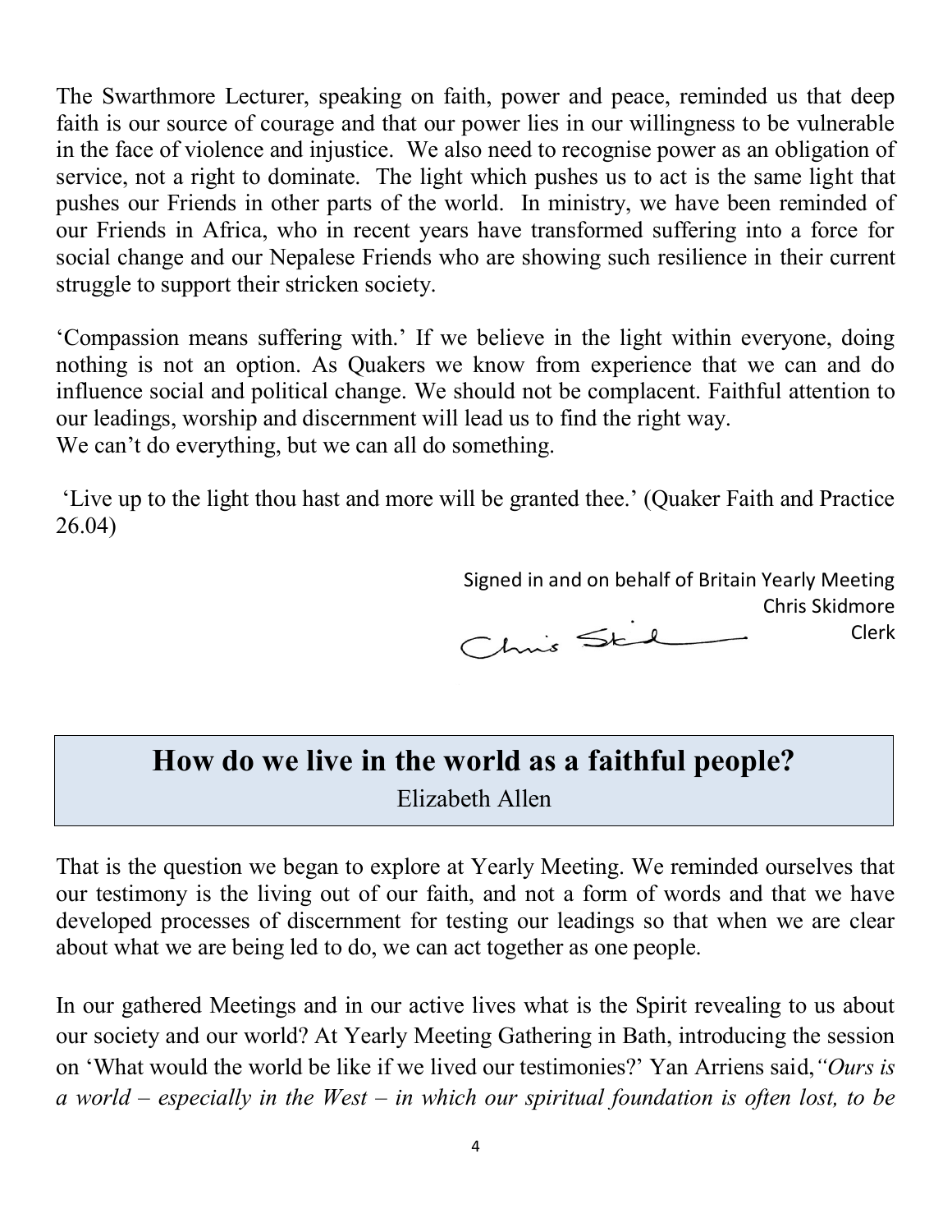The Swarthmore Lecturer, speaking on faith, power and peace, reminded us that deep faith is our source of courage and that our power lies in our willingness to be vulnerable in the face of violence and injustice. We also need to recognise power as an obligation of service, not a right to dominate. The light which pushes us to act is the same light that pushes our Friends in other parts of the world. In ministry, we have been reminded of our Friends in Africa, who in recent years have transformed suffering into a force for social change and our Nepalese Friends who are showing such resilience in their current struggle to support their stricken society.

'Compassion means suffering with.' If we believe in the light within everyone, doing nothing is not an option. As Quakers we know from experience that we can and do influence social and political change. We should not be complacent. Faithful attention to our leadings, worship and discernment will lead us to find the right way.
We can't do everything, but we can all do something.

'Live up to the light thou hast and more will be granted thee.' (Quaker Faith and Practice 26.04)

Signed in and on behalf of Britain Yearly Meeting
Chris Skidmore
Clerk

## How do we live in the world as a faithful people?

Elizabeth Allen

That is the question we began to explore at Yearly Meeting. We reminded ourselves that our testimony is the living out of our faith, and not a form of words and that we have developed processes of discernment for testing our leadings so that when we are clear about what we are being led to do, we can act together as one people.

In our gathered Meetings and in our active lives what is the Spirit revealing to us about our society and our world? At Yearly Meeting Gathering in Bath, introducing the session on 'What would the world be like if we lived our testimonies?' Yan Arriens said,*"Ours is a world – especially in the West – in which our spiritual foundation is often lost, to be*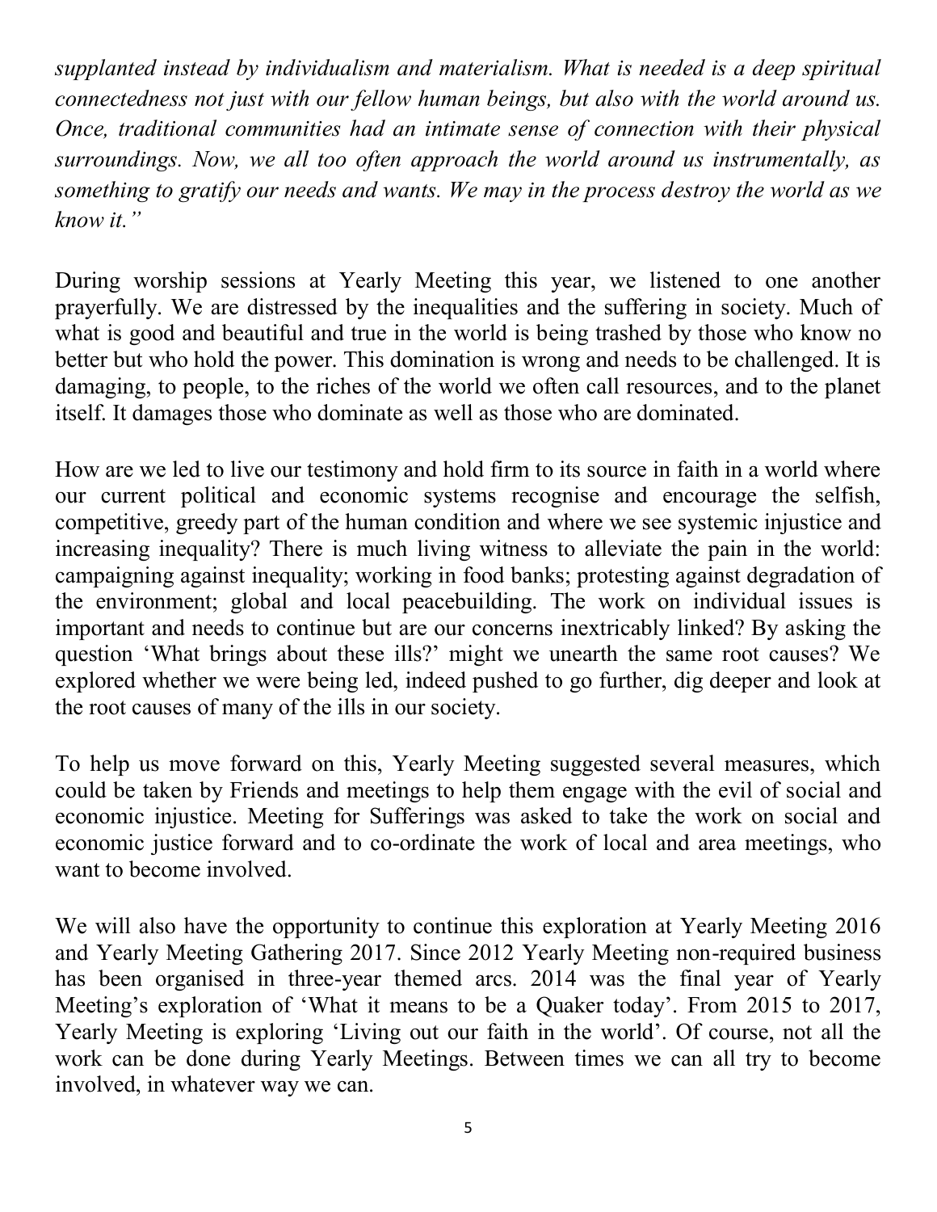*supplanted instead by individualism and materialism. What is needed is a deep spiritual connectedness not just with our fellow human beings, but also with the world around us. Once, traditional communities had an intimate sense of connection with their physical surroundings. Now, we all too often approach the world around us instrumentally, as something to gratify our needs and wants. We may in the process destroy the world as we know it."*

During worship sessions at Yearly Meeting this year, we listened to one another prayerfully. We are distressed by the inequalities and the suffering in society. Much of what is good and beautiful and true in the world is being trashed by those who know no better but who hold the power. This domination is wrong and needs to be challenged. It is damaging, to people, to the riches of the world we often call resources, and to the planet itself. It damages those who dominate as well as those who are dominated.

How are we led to live our testimony and hold firm to its source in faith in a world where our current political and economic systems recognise and encourage the selfish, competitive, greedy part of the human condition and where we see systemic injustice and increasing inequality? There is much living witness to alleviate the pain in the world: campaigning against inequality; working in food banks; protesting against degradation of the environment; global and local peacebuilding. The work on individual issues is important and needs to continue but are our concerns inextricably linked? By asking the question 'What brings about these ills?' might we unearth the same root causes? We explored whether we were being led, indeed pushed to go further, dig deeper and look at the root causes of many of the ills in our society.

To help us move forward on this, Yearly Meeting suggested several measures, which could be taken by Friends and meetings to help them engage with the evil of social and economic injustice. Meeting for Sufferings was asked to take the work on social and economic justice forward and to co-ordinate the work of local and area meetings, who want to become involved.

We will also have the opportunity to continue this exploration at Yearly Meeting 2016 and Yearly Meeting Gathering 2017. Since 2012 Yearly Meeting non-required business has been organised in three-year themed arcs. 2014 was the final year of Yearly Meeting's exploration of 'What it means to be a Quaker today'. From 2015 to 2017, Yearly Meeting is exploring 'Living out our faith in the world'. Of course, not all the work can be done during Yearly Meetings. Between times we can all try to become involved, in whatever way we can.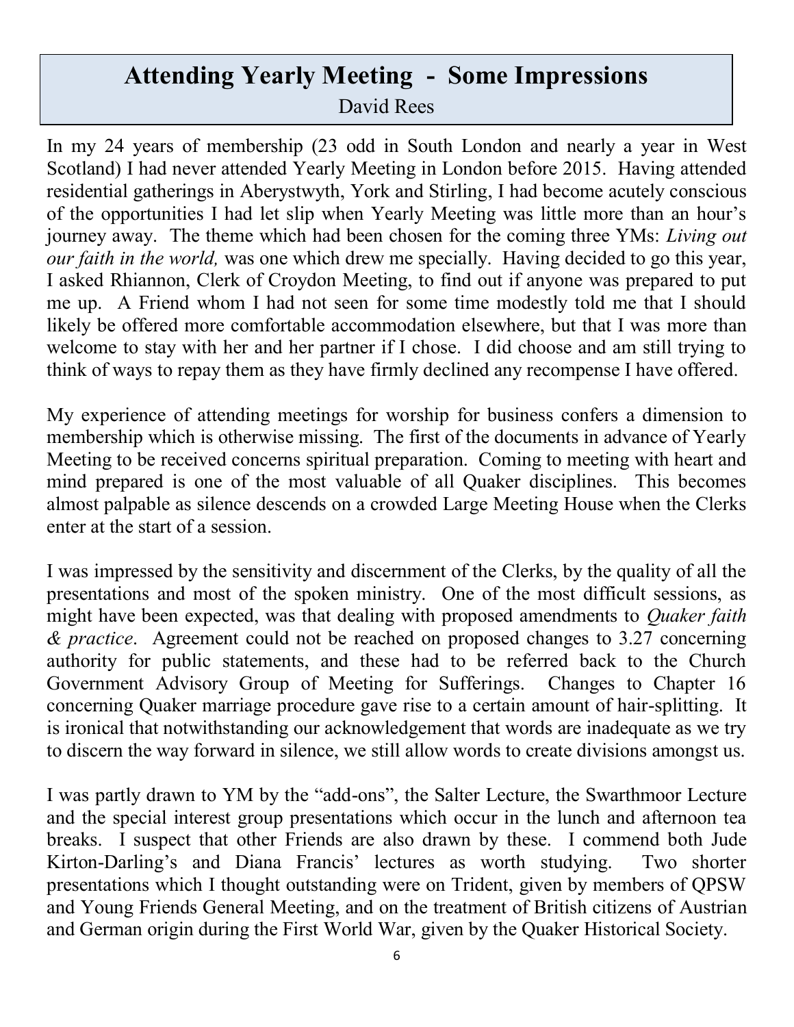# Attending Yearly Meeting - Some Impressions

David Rees

In my 24 years of membership (23 odd in South London and nearly a year in West Scotland) I had never attended Yearly Meeting in London before 2015. Having attended residential gatherings in Aberystwyth, York and Stirling, I had become acutely conscious of the opportunities I had let slip when Yearly Meeting was little more than an hour's journey away. The theme which had been chosen for the coming three YMs: *Living out our faith in the world,* was one which drew me specially. Having decided to go this year, I asked Rhiannon, Clerk of Croydon Meeting, to find out if anyone was prepared to put me up. A Friend whom I had not seen for some time modestly told me that I should likely be offered more comfortable accommodation elsewhere, but that I was more than welcome to stay with her and her partner if I chose. I did choose and am still trying to think of ways to repay them as they have firmly declined any recompense I have offered.

My experience of attending meetings for worship for business confers a dimension to membership which is otherwise missing. The first of the documents in advance of Yearly Meeting to be received concerns spiritual preparation. Coming to meeting with heart and mind prepared is one of the most valuable of all Quaker disciplines. This becomes almost palpable as silence descends on a crowded Large Meeting House when the Clerks enter at the start of a session.

I was impressed by the sensitivity and discernment of the Clerks, by the quality of all the presentations and most of the spoken ministry. One of the most difficult sessions, as might have been expected, was that dealing with proposed amendments to *Quaker faith & practice*. Agreement could not be reached on proposed changes to 3.27 concerning authority for public statements, and these had to be referred back to the Church Government Advisory Group of Meeting for Sufferings. Changes to Chapter 16 concerning Quaker marriage procedure gave rise to a certain amount of hair-splitting. It is ironical that notwithstanding our acknowledgement that words are inadequate as we try to discern the way forward in silence, we still allow words to create divisions amongst us.

I was partly drawn to YM by the "add-ons", the Salter Lecture, the Swarthmoor Lecture and the special interest group presentations which occur in the lunch and afternoon tea breaks. I suspect that other Friends are also drawn by these. I commend both Jude Kirton-Darling's and Diana Francis' lectures as worth studying. Two shorter presentations which I thought outstanding were on Trident, given by members of QPSW and Young Friends General Meeting, and on the treatment of British citizens of Austrian and German origin during the First World War, given by the Quaker Historical Society.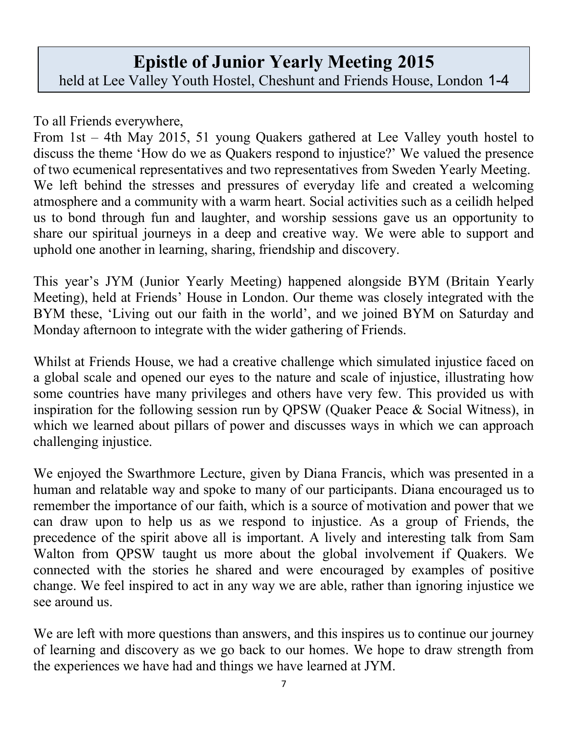# Epistle of Junior Yearly Meeting 2015

held at Lee Valley Youth Hostel, Cheshunt and Friends House, London 1-4

To all Friends everywhere,

From 1st – 4th May 2015, 51 young Quakers gathered at Lee Valley youth hostel to discuss the theme 'How do we as Quakers respond to injustice?' We valued the presence of two ecumenical representatives and two representatives from Sweden Yearly Meeting. We left behind the stresses and pressures of everyday life and created a welcoming atmosphere and a community with a warm heart. Social activities such as a ceilidh helped us to bond through fun and laughter, and worship sessions gave us an opportunity to share our spiritual journeys in a deep and creative way. We were able to support and uphold one another in learning, sharing, friendship and discovery.

This year's JYM (Junior Yearly Meeting) happened alongside BYM (Britain Yearly Meeting), held at Friends' House in London. Our theme was closely integrated with the BYM these, 'Living out our faith in the world', and we joined BYM on Saturday and Monday afternoon to integrate with the wider gathering of Friends.

Whilst at Friends House, we had a creative challenge which simulated injustice faced on a global scale and opened our eyes to the nature and scale of injustice, illustrating how some countries have many privileges and others have very few. This provided us with inspiration for the following session run by QPSW (Quaker Peace & Social Witness), in which we learned about pillars of power and discusses ways in which we can approach challenging injustice.

We enjoyed the Swarthmore Lecture, given by Diana Francis, which was presented in a human and relatable way and spoke to many of our participants. Diana encouraged us to remember the importance of our faith, which is a source of motivation and power that we can draw upon to help us as we respond to injustice. As a group of Friends, the precedence of the spirit above all is important. A lively and interesting talk from Sam Walton from QPSW taught us more about the global involvement if Quakers. We connected with the stories he shared and were encouraged by examples of positive change. We feel inspired to act in any way we are able, rather than ignoring injustice we see around us.

We are left with more questions than answers, and this inspires us to continue our journey of learning and discovery as we go back to our homes. We hope to draw strength from the experiences we have had and things we have learned at JYM.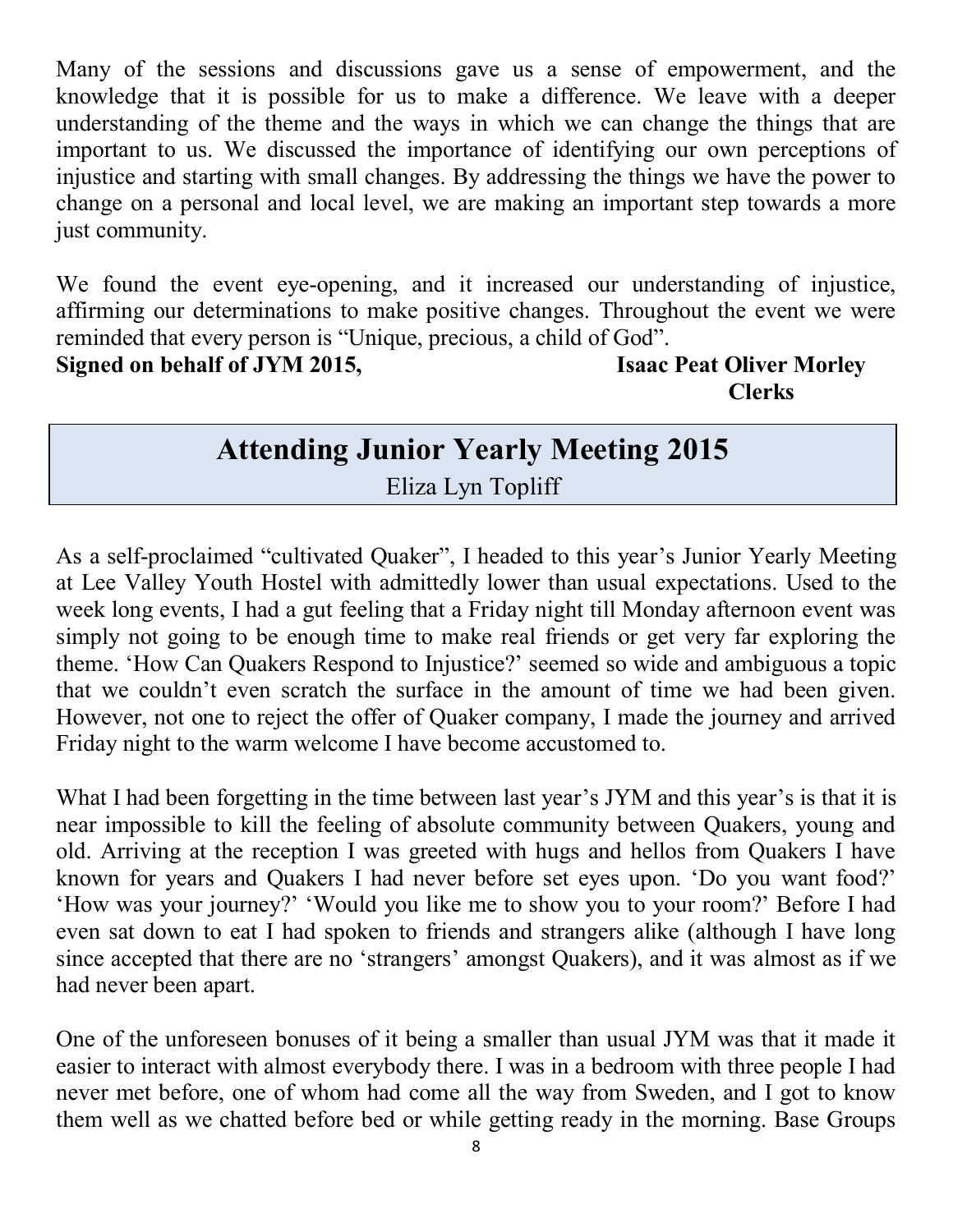Many of the sessions and discussions gave us a sense of empowerment, and the knowledge that it is possible for us to make a difference. We leave with a deeper understanding of the theme and the ways in which we can change the things that are important to us. We discussed the importance of identifying our own perceptions of injustice and starting with small changes. By addressing the things we have the power to change on a personal and local level, we are making an important step towards a more just community.

We found the event eye-opening, and it increased our understanding of injustice, affirming our determinations to make positive changes. Throughout the event we were reminded that every person is "Unique, precious, a child of God".

**Signed on behalf of JYM 2015,** **Isaac Peat Oliver Morley**
**Clerks**

## Attending Junior Yearly Meeting 2015

Eliza Lyn Topliff

As a self-proclaimed "cultivated Quaker", I headed to this year's Junior Yearly Meeting at Lee Valley Youth Hostel with admittedly lower than usual expectations. Used to the week long events, I had a gut feeling that a Friday night till Monday afternoon event was simply not going to be enough time to make real friends or get very far exploring the theme. 'How Can Quakers Respond to Injustice?' seemed so wide and ambiguous a topic that we couldn't even scratch the surface in the amount of time we had been given. However, not one to reject the offer of Quaker company, I made the journey and arrived Friday night to the warm welcome I have become accustomed to.

What I had been forgetting in the time between last year's JYM and this year's is that it is near impossible to kill the feeling of absolute community between Quakers, young and old. Arriving at the reception I was greeted with hugs and hellos from Quakers I have known for years and Quakers I had never before set eyes upon. 'Do you want food?' 'How was your journey?' 'Would you like me to show you to your room?' Before I had even sat down to eat I had spoken to friends and strangers alike (although I have long since accepted that there are no 'strangers' amongst Quakers), and it was almost as if we had never been apart.

One of the unforeseen bonuses of it being a smaller than usual JYM was that it made it easier to interact with almost everybody there. I was in a bedroom with three people I had never met before, one of whom had come all the way from Sweden, and I got to know them well as we chatted before bed or while getting ready in the morning. Base Groups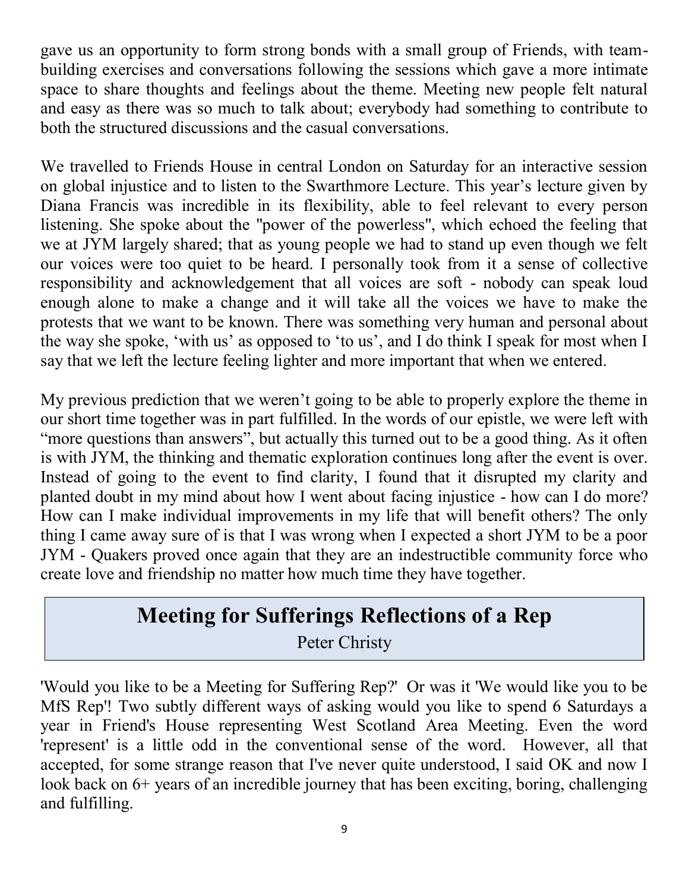gave us an opportunity to form strong bonds with a small group of Friends, with team-building exercises and conversations following the sessions which gave a more intimate space to share thoughts and feelings about the theme. Meeting new people felt natural and easy as there was so much to talk about; everybody had something to contribute to both the structured discussions and the casual conversations.

We travelled to Friends House in central London on Saturday for an interactive session on global injustice and to listen to the Swarthmore Lecture. This year's lecture given by Diana Francis was incredible in its flexibility, able to feel relevant to every person listening. She spoke about the "power of the powerless", which echoed the feeling that we at JYM largely shared; that as young people we had to stand up even though we felt our voices were too quiet to be heard. I personally took from it a sense of collective responsibility and acknowledgement that all voices are soft - nobody can speak loud enough alone to make a change and it will take all the voices we have to make the protests that we want to be known. There was something very human and personal about the way she spoke, 'with us' as opposed to 'to us', and I do think I speak for most when I say that we left the lecture feeling lighter and more important that when we entered.

My previous prediction that we weren't going to be able to properly explore the theme in our short time together was in part fulfilled. In the words of our epistle, we were left with "more questions than answers", but actually this turned out to be a good thing. As it often is with JYM, the thinking and thematic exploration continues long after the event is over. Instead of going to the event to find clarity, I found that it disrupted my clarity and planted doubt in my mind about how I went about facing injustice - how can I do more? How can I make individual improvements in my life that will benefit others? The only thing I came away sure of is that I was wrong when I expected a short JYM to be a poor JYM - Quakers proved once again that they are an indestructible community force who create love and friendship no matter how much time they have together.

## Meeting for Sufferings Reflections of a Rep

Peter Christy

'Would you like to be a Meeting for Suffering Rep?' Or was it 'We would like you to be MfS Rep'! Two subtly different ways of asking would you like to spend 6 Saturdays a year in Friend's House representing West Scotland Area Meeting. Even the word 'represent' is a little odd in the conventional sense of the word. However, all that accepted, for some strange reason that I've never quite understood, I said OK and now I look back on 6+ years of an incredible journey that has been exciting, boring, challenging and fulfilling.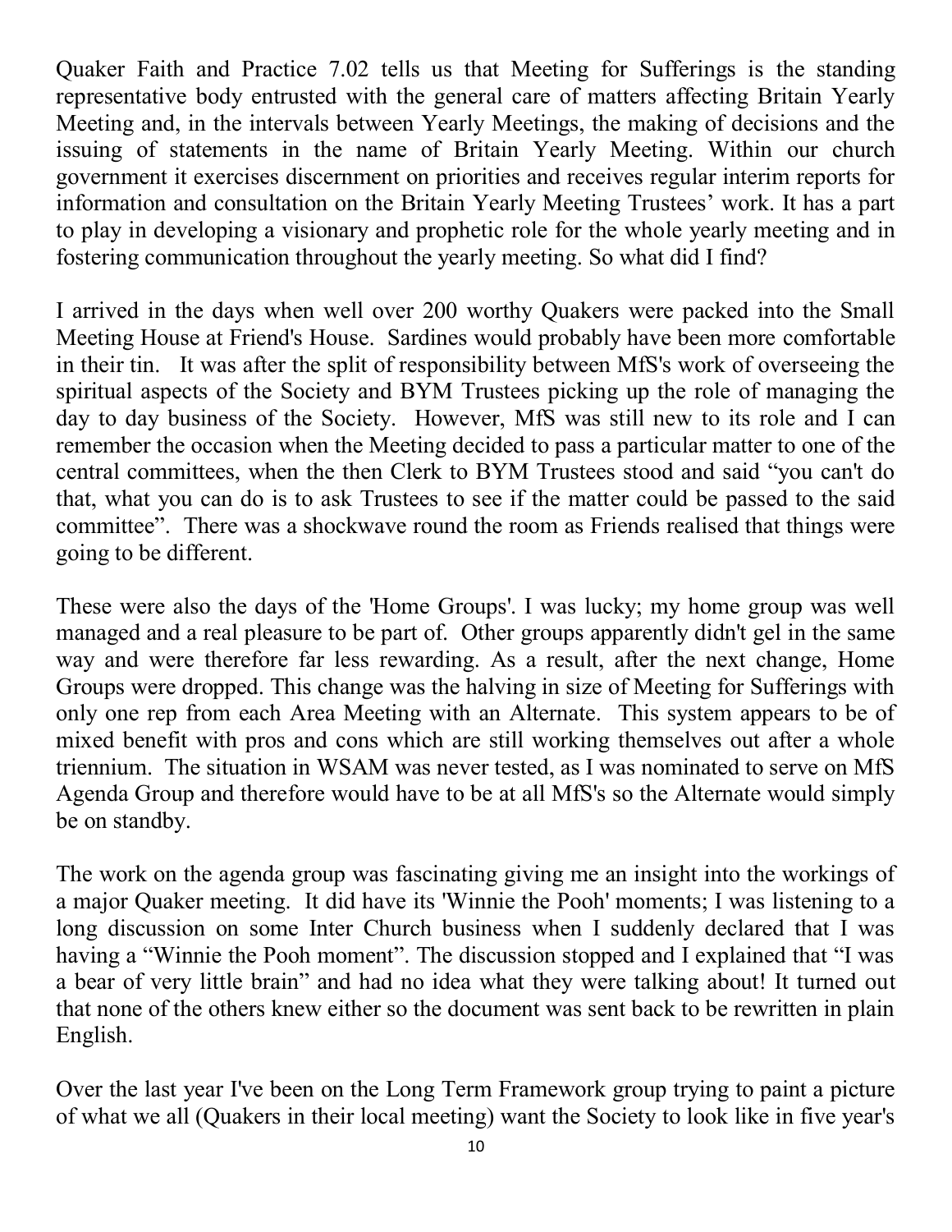Quaker Faith and Practice 7.02 tells us that Meeting for Sufferings is the standing representative body entrusted with the general care of matters affecting Britain Yearly Meeting and, in the intervals between Yearly Meetings, the making of decisions and the issuing of statements in the name of Britain Yearly Meeting. Within our church government it exercises discernment on priorities and receives regular interim reports for information and consultation on the Britain Yearly Meeting Trustees' work. It has a part to play in developing a visionary and prophetic role for the whole yearly meeting and in fostering communication throughout the yearly meeting. So what did I find?

I arrived in the days when well over 200 worthy Quakers were packed into the Small Meeting House at Friend's House. Sardines would probably have been more comfortable in their tin. It was after the split of responsibility between MfS's work of overseeing the spiritual aspects of the Society and BYM Trustees picking up the role of managing the day to day business of the Society. However, MfS was still new to its role and I can remember the occasion when the Meeting decided to pass a particular matter to one of the central committees, when the then Clerk to BYM Trustees stood and said "you can't do that, what you can do is to ask Trustees to see if the matter could be passed to the said committee". There was a shockwave round the room as Friends realised that things were going to be different.

These were also the days of the 'Home Groups'. I was lucky; my home group was well managed and a real pleasure to be part of. Other groups apparently didn't gel in the same way and were therefore far less rewarding. As a result, after the next change, Home Groups were dropped. This change was the halving in size of Meeting for Sufferings with only one rep from each Area Meeting with an Alternate. This system appears to be of mixed benefit with pros and cons which are still working themselves out after a whole triennium. The situation in WSAM was never tested, as I was nominated to serve on MfS Agenda Group and therefore would have to be at all MfS's so the Alternate would simply be on standby.

The work on the agenda group was fascinating giving me an insight into the workings of a major Quaker meeting. It did have its 'Winnie the Pooh' moments; I was listening to a long discussion on some Inter Church business when I suddenly declared that I was having a "Winnie the Pooh moment". The discussion stopped and I explained that "I was a bear of very little brain" and had no idea what they were talking about! It turned out that none of the others knew either so the document was sent back to be rewritten in plain English.

Over the last year I've been on the Long Term Framework group trying to paint a picture of what we all (Quakers in their local meeting) want the Society to look like in five year's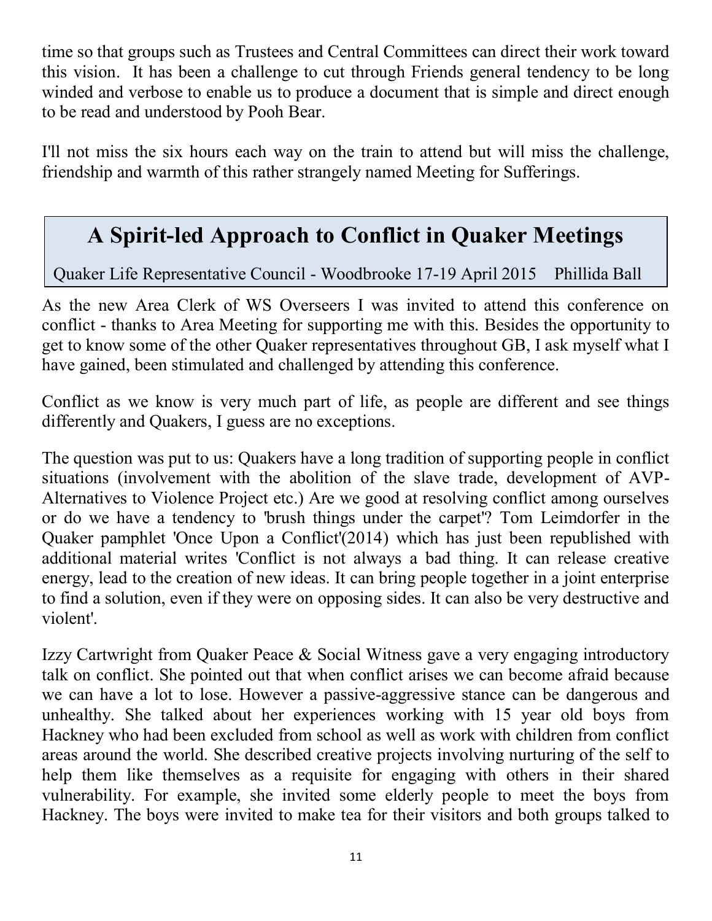time so that groups such as Trustees and Central Committees can direct their work toward this vision. It has been a challenge to cut through Friends general tendency to be long winded and verbose to enable us to produce a document that is simple and direct enough to be read and understood by Pooh Bear.

I'll not miss the six hours each way on the train to attend but will miss the challenge, friendship and warmth of this rather strangely named Meeting for Sufferings.

## A Spirit-led Approach to Conflict in Quaker Meetings

Quaker Life Representative Council - Woodbrooke 17-19 April 2015 Phillida Ball

As the new Area Clerk of WS Overseers I was invited to attend this conference on conflict - thanks to Area Meeting for supporting me with this. Besides the opportunity to get to know some of the other Quaker representatives throughout GB, I ask myself what I have gained, been stimulated and challenged by attending this conference.

Conflict as we know is very much part of life, as people are different and see things differently and Quakers, I guess are no exceptions.

The question was put to us: Quakers have a long tradition of supporting people in conflict situations (involvement with the abolition of the slave trade, development of AVP-Alternatives to Violence Project etc.) Are we good at resolving conflict among ourselves or do we have a tendency to 'brush things under the carpet'? Tom Leimdorfer in the Quaker pamphlet 'Once Upon a Conflict'(2014) which has just been republished with additional material writes 'Conflict is not always a bad thing. It can release creative energy, lead to the creation of new ideas. It can bring people together in a joint enterprise to find a solution, even if they were on opposing sides. It can also be very destructive and violent'.

Izzy Cartwright from Quaker Peace & Social Witness gave a very engaging introductory talk on conflict. She pointed out that when conflict arises we can become afraid because we can have a lot to lose. However a passive-aggressive stance can be dangerous and unhealthy. She talked about her experiences working with 15 year old boys from Hackney who had been excluded from school as well as work with children from conflict areas around the world. She described creative projects involving nurturing of the self to help them like themselves as a requisite for engaging with others in their shared vulnerability. For example, she invited some elderly people to meet the boys from Hackney. The boys were invited to make tea for their visitors and both groups talked to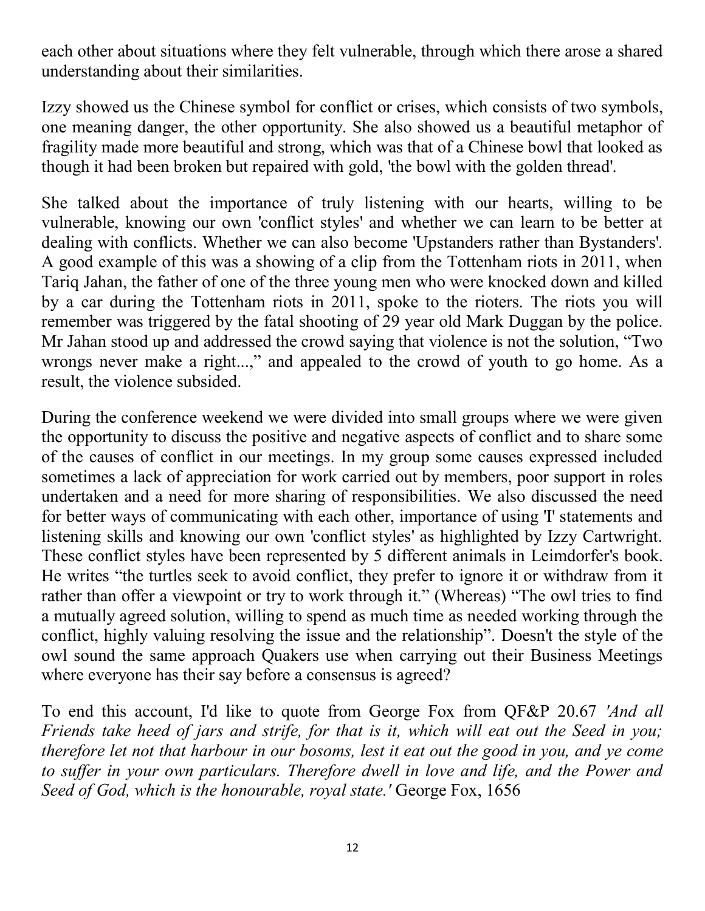each other about situations where they felt vulnerable, through which there arose a shared understanding about their similarities.

Izzy showed us the Chinese symbol for conflict or crises, which consists of two symbols, one meaning danger, the other opportunity. She also showed us a beautiful metaphor of fragility made more beautiful and strong, which was that of a Chinese bowl that looked as though it had been broken but repaired with gold, 'the bowl with the golden thread'.

She talked about the importance of truly listening with our hearts, willing to be vulnerable, knowing our own 'conflict styles' and whether we can learn to be better at dealing with conflicts. Whether we can also become 'Upstanders rather than Bystanders'. A good example of this was a showing of a clip from the Tottenham riots in 2011, when Tariq Jahan, the father of one of the three young men who were knocked down and killed by a car during the Tottenham riots in 2011, spoke to the rioters. The riots you will remember was triggered by the fatal shooting of 29 year old Mark Duggan by the police. Mr Jahan stood up and addressed the crowd saying that violence is not the solution, "Two wrongs never make a right...," and appealed to the crowd of youth to go home. As a result, the violence subsided.

During the conference weekend we were divided into small groups where we were given the opportunity to discuss the positive and negative aspects of conflict and to share some of the causes of conflict in our meetings. In my group some causes expressed included sometimes a lack of appreciation for work carried out by members, poor support in roles undertaken and a need for more sharing of responsibilities. We also discussed the need for better ways of communicating with each other, importance of using 'I' statements and listening skills and knowing our own 'conflict styles' as highlighted by Izzy Cartwright. These conflict styles have been represented by 5 different animals in Leimdorfer's book. He writes "the turtles seek to avoid conflict, they prefer to ignore it or withdraw from it rather than offer a viewpoint or try to work through it." (Whereas) "The owl tries to find a mutually agreed solution, willing to spend as much time as needed working through the conflict, highly valuing resolving the issue and the relationship". Doesn't the style of the owl sound the same approach Quakers use when carrying out their Business Meetings where everyone has their say before a consensus is agreed?

To end this account, I'd like to quote from George Fox from QF&P 20.67 *'And all Friends take heed of jars and strife, for that is it, which will eat out the Seed in you; therefore let not that harbour in our bosoms, lest it eat out the good in you, and ye come to suffer in your own particulars. Therefore dwell in love and life, and the Power and Seed of God, which is the honourable, royal state.'* George Fox, 1656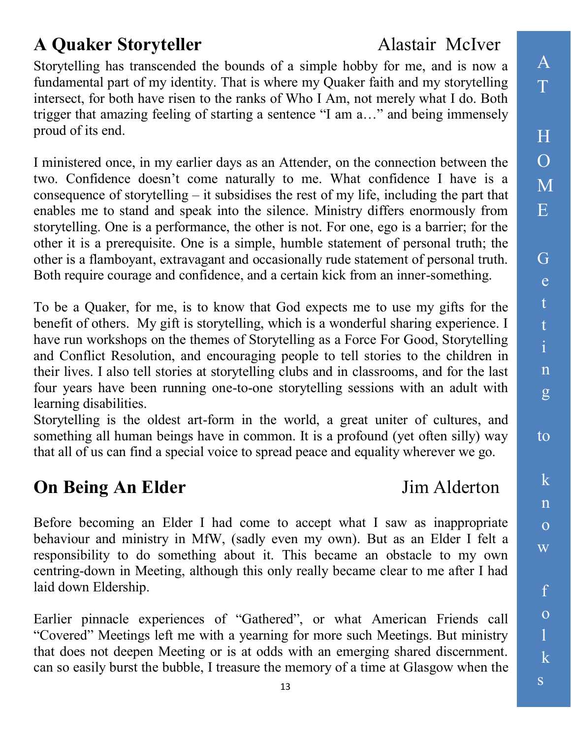## A Quaker Storyteller

Alastair McIver

Storytelling has transcended the bounds of a simple hobby for me, and is now a fundamental part of my identity. That is where my Quaker faith and my storytelling intersect, for both have risen to the ranks of Who I Am, not merely what I do. Both trigger that amazing feeling of starting a sentence "I am a…" and being immensely proud of its end.

I ministered once, in my earlier days as an Attender, on the connection between the two. Confidence doesn't come naturally to me. What confidence I have is a consequence of storytelling – it subsidises the rest of my life, including the part that enables me to stand and speak into the silence. Ministry differs enormously from storytelling. One is a performance, the other is not. For one, ego is a barrier; for the other it is a prerequisite. One is a simple, humble statement of personal truth; the other is a flamboyant, extravagant and occasionally rude statement of personal truth. Both require courage and confidence, and a certain kick from an inner-something.

To be a Quaker, for me, is to know that God expects me to use my gifts for the benefit of others. My gift is storytelling, which is a wonderful sharing experience. I have run workshops on the themes of Storytelling as a Force For Good, Storytelling and Conflict Resolution, and encouraging people to tell stories to the children in their lives. I also tell stories at storytelling clubs and in classrooms, and for the last four years have been running one-to-one storytelling sessions with an adult with learning disabilities.

Storytelling is the oldest art-form in the world, a great uniter of cultures, and something all human beings have in common. It is a profound (yet often silly) way that all of us can find a special voice to spread peace and equality wherever we go.

## On Being An Elder

Jim Alderton

Before becoming an Elder I had come to accept what I saw as inappropriate behaviour and ministry in MfW, (sadly even my own). But as an Elder I felt a responsibility to do something about it. This became an obstacle to my own centring-down in Meeting, although this only really became clear to me after I had laid down Eldership.

Earlier pinnacle experiences of "Gathered", or what American Friends call "Covered" Meetings left me with a yearning for more such Meetings. But ministry that does not deepen Meeting or is at odds with an emerging shared discernment. can so easily burst the bubble, I treasure the memory of a time at Glasgow when the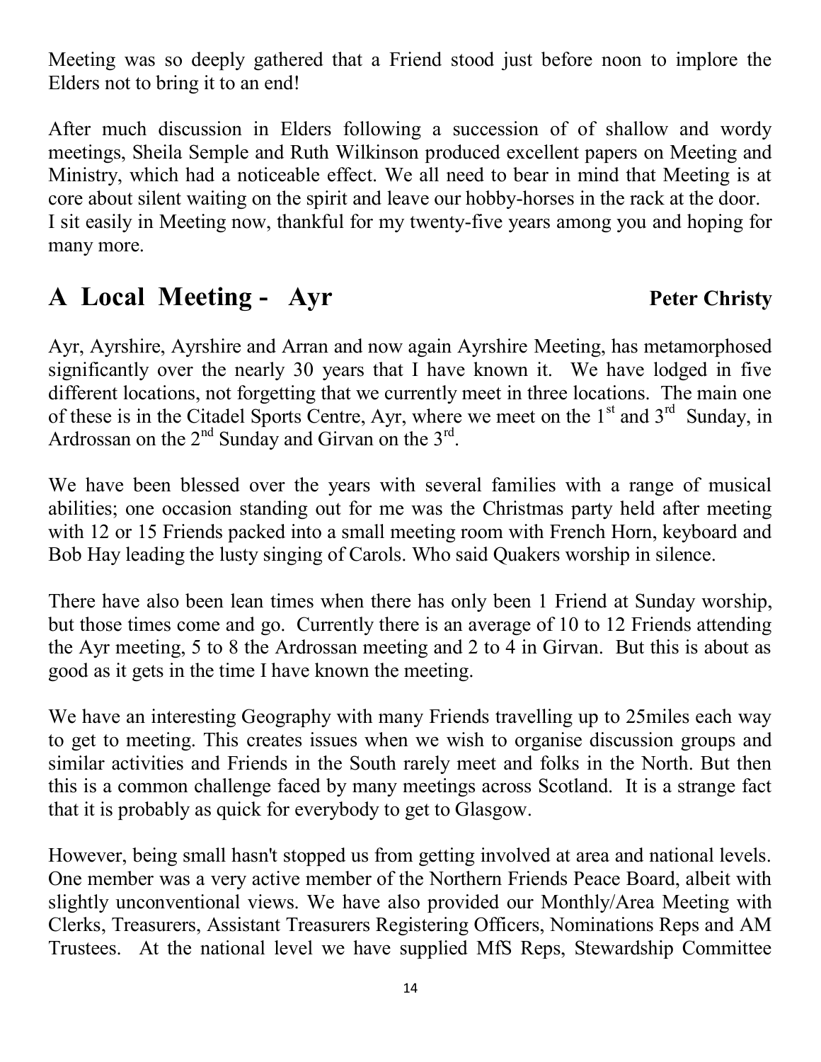Meeting was so deeply gathered that a Friend stood just before noon to implore the Elders not to bring it to an end!

After much discussion in Elders following a succession of of shallow and wordy meetings, Sheila Semple and Ruth Wilkinson produced excellent papers on Meeting and Ministry, which had a noticeable effect. We all need to bear in mind that Meeting is at core about silent waiting on the spirit and leave our hobby-horses in the rack at the door.
I sit easily in Meeting now, thankful for my twenty-five years among you and hoping for many more.

## A Local Meeting - Ayr

**Peter Christy**

Ayr, Ayrshire, Ayrshire and Arran and now again Ayrshire Meeting, has metamorphosed significantly over the nearly 30 years that I have known it. We have lodged in five different locations, not forgetting that we currently meet in three locations. The main one of these is in the Citadel Sports Centre, Ayr, where we meet on the 1st and 3rd Sunday, in Ardrossan on the 2nd Sunday and Girvan on the 3rd.

We have been blessed over the years with several families with a range of musical abilities; one occasion standing out for me was the Christmas party held after meeting with 12 or 15 Friends packed into a small meeting room with French Horn, keyboard and Bob Hay leading the lusty singing of Carols. Who said Quakers worship in silence.

There have also been lean times when there has only been 1 Friend at Sunday worship, but those times come and go. Currently there is an average of 10 to 12 Friends attending the Ayr meeting, 5 to 8 the Ardrossan meeting and 2 to 4 in Girvan. But this is about as good as it gets in the time I have known the meeting.

We have an interesting Geography with many Friends travelling up to 25miles each way to get to meeting. This creates issues when we wish to organise discussion groups and similar activities and Friends in the South rarely meet and folks in the North. But then this is a common challenge faced by many meetings across Scotland. It is a strange fact that it is probably as quick for everybody to get to Glasgow.

However, being small hasn't stopped us from getting involved at area and national levels. One member was a very active member of the Northern Friends Peace Board, albeit with slightly unconventional views. We have also provided our Monthly/Area Meeting with Clerks, Treasurers, Assistant Treasurers Registering Officers, Nominations Reps and AM Trustees. At the national level we have supplied MfS Reps, Stewardship Committee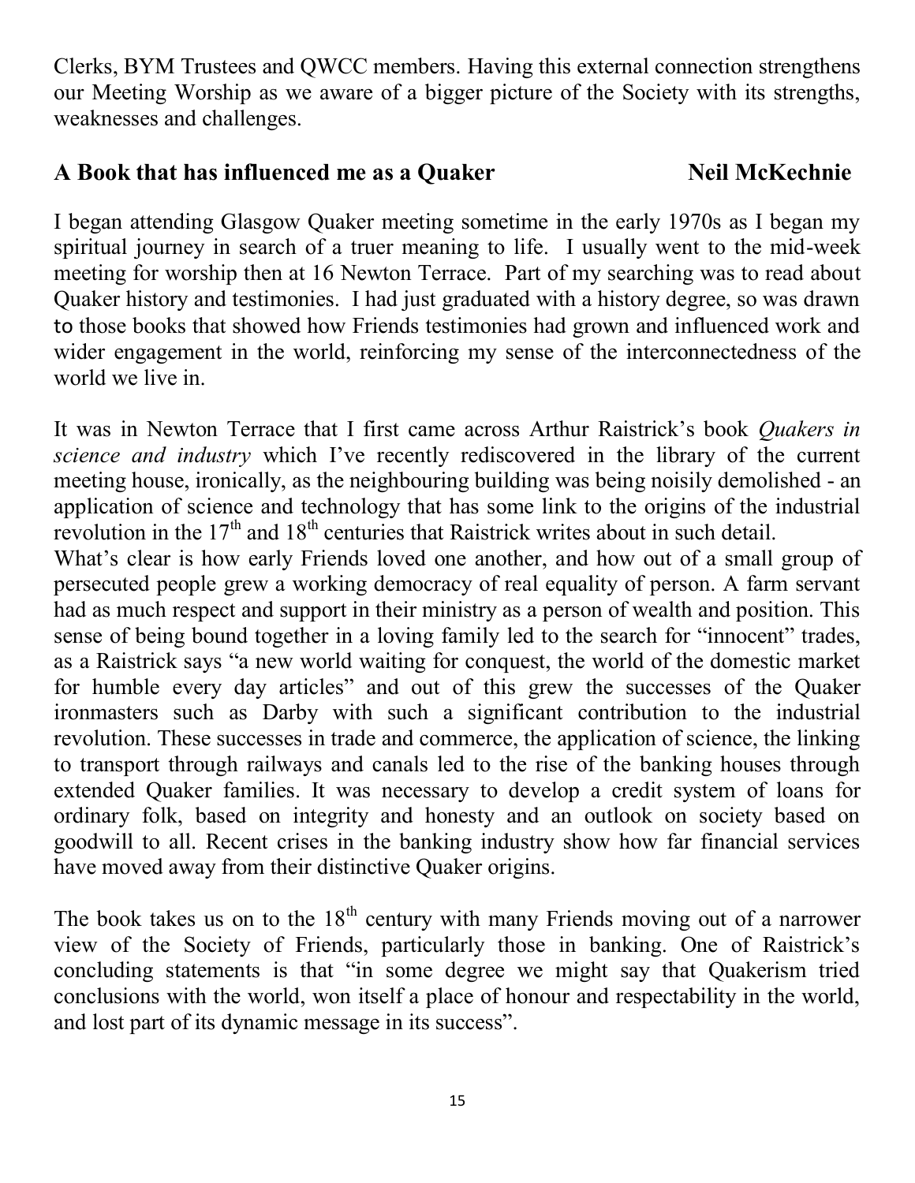Clerks, BYM Trustees and QWCC members. Having this external connection strengthens our Meeting Worship as we aware of a bigger picture of the Society with its strengths, weaknesses and challenges.

## A Book that has influenced me as a Quaker — Neil McKechnie

I began attending Glasgow Quaker meeting sometime in the early 1970s as I began my spiritual journey in search of a truer meaning to life. I usually went to the mid-week meeting for worship then at 16 Newton Terrace. Part of my searching was to read about Quaker history and testimonies. I had just graduated with a history degree, so was drawn to those books that showed how Friends testimonies had grown and influenced work and wider engagement in the world, reinforcing my sense of the interconnectedness of the world we live in.

It was in Newton Terrace that I first came across Arthur Raistrick's book *Quakers in science and industry* which I've recently rediscovered in the library of the current meeting house, ironically, as the neighbouring building was being noisily demolished - an application of science and technology that has some link to the origins of the industrial revolution in the 17th and 18th centuries that Raistrick writes about in such detail.

What's clear is how early Friends loved one another, and how out of a small group of persecuted people grew a working democracy of real equality of person. A farm servant had as much respect and support in their ministry as a person of wealth and position. This sense of being bound together in a loving family led to the search for "innocent" trades, as a Raistrick says "a new world waiting for conquest, the world of the domestic market for humble every day articles" and out of this grew the successes of the Quaker ironmasters such as Darby with such a significant contribution to the industrial revolution. These successes in trade and commerce, the application of science, the linking to transport through railways and canals led to the rise of the banking houses through extended Quaker families. It was necessary to develop a credit system of loans for ordinary folk, based on integrity and honesty and an outlook on society based on goodwill to all. Recent crises in the banking industry show how far financial services have moved away from their distinctive Quaker origins.

The book takes us on to the 18th century with many Friends moving out of a narrower view of the Society of Friends, particularly those in banking. One of Raistrick's concluding statements is that "in some degree we might say that Quakerism tried conclusions with the world, won itself a place of honour and respectability in the world, and lost part of its dynamic message in its success".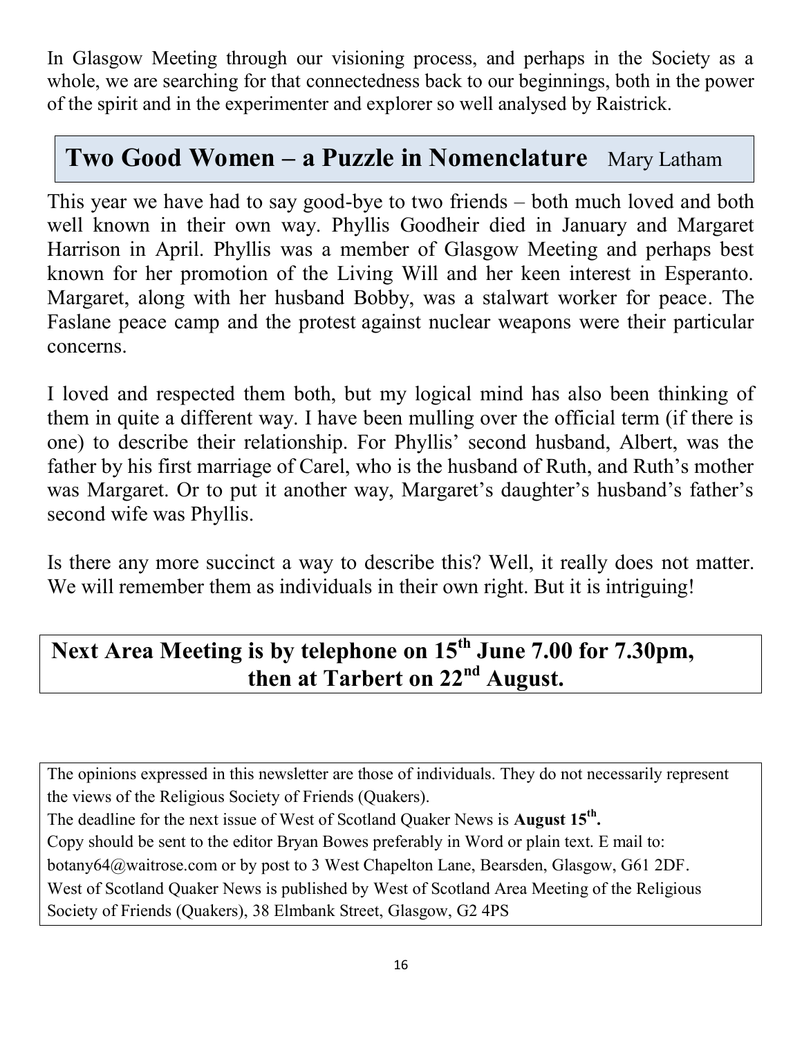In Glasgow Meeting through our visioning process, and perhaps in the Society as a whole, we are searching for that connectedness back to our beginnings, both in the power of the spirit and in the experimenter and explorer so well analysed by Raistrick.

## Two Good Women – a Puzzle in Nomenclature

Mary Latham

This year we have had to say good-bye to two friends – both much loved and both well known in their own way. Phyllis Goodheir died in January and Margaret Harrison in April. Phyllis was a member of Glasgow Meeting and perhaps best known for her promotion of the Living Will and her keen interest in Esperanto. Margaret, along with her husband Bobby, was a stalwart worker for peace. The Faslane peace camp and the protest against nuclear weapons were their particular concerns.

I loved and respected them both, but my logical mind has also been thinking of them in quite a different way. I have been mulling over the official term (if there is one) to describe their relationship. For Phyllis' second husband, Albert, was the father by his first marriage of Carel, who is the husband of Ruth, and Ruth's mother was Margaret. Or to put it another way, Margaret's daughter's husband's father's second wife was Phyllis.

Is there any more succinct a way to describe this? Well, it really does not matter. We will remember them as individuals in their own right. But it is intriguing!

**Next Area Meeting is by telephone on 15th June 7.00 for 7.30pm, then at Tarbert on 22nd August.**

The opinions expressed in this newsletter are those of individuals. They do not necessarily represent the views of the Religious Society of Friends (Quakers).
The deadline for the next issue of West of Scotland Quaker News is **August 15th.**
Copy should be sent to the editor Bryan Bowes preferably in Word or plain text. E mail to: botany64@waitrose.com or by post to 3 West Chapelton Lane, Bearsden, Glasgow, G61 2DF.
West of Scotland Quaker News is published by West of Scotland Area Meeting of the Religious Society of Friends (Quakers), 38 Elmbank Street, Glasgow, G2 4PS